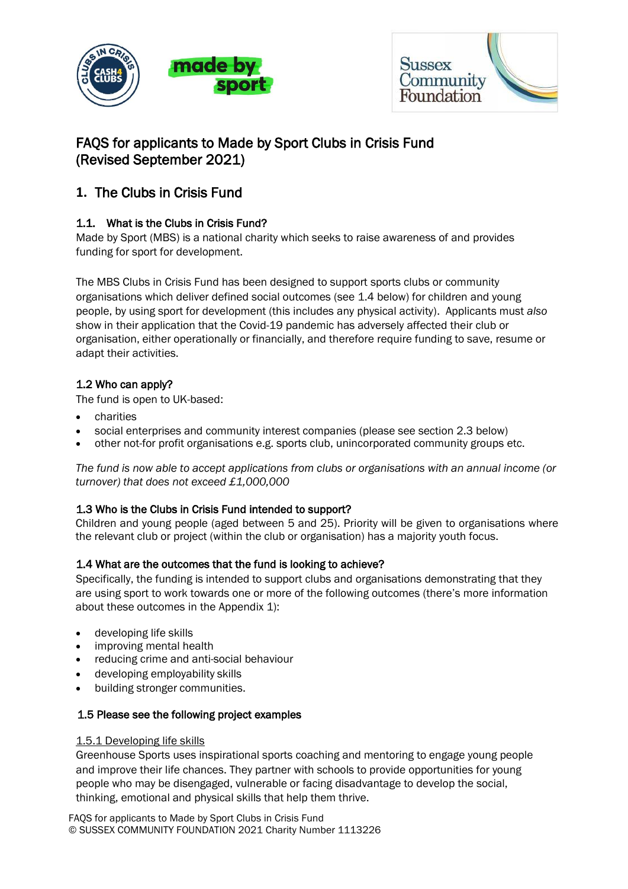# FAQS for applicants to Made by Sport Clubs in Crisis Fund (Revised September 2021)

## 1. The Clubs in Crisis Fund

### 1.1. What is the Clubs in Crisis Fund?

Made by Sport (MBS) is a national charity which seeks to raise awareness of and provides funding for sport for development.

The MBS Clubs in Crisis Fund has been designed to support sports clubs or community organisations which deliver defined social outcomes (see 1.4 below) for children and young people, by using sport for development (this includes any physical activity). Applicants must *also* show in their application that the Covid-19 pandemic has adversely affected their club or organisation, either operationally or financially, and therefore require funding to save, resume or adapt their activities.

### 1.2 Who can apply?

The fund is open to UK-based:

- charities
- social enterprises and community interest companies (please see section 2.3 below)
- other not-for profit organisations e.g. sports club, unincorporated community groups etc.

*The fund is now able to accept applications from clubs or organisations with an annual income (or turnover) that does not exceed £1,000,000*

### 1.3 Who is the Clubs in Crisis Fund intended to support?

Children and young people (aged between 5 and 25). Priority will be given to organisations where the relevant club or project (within the club or organisation) has a majority youth focus.

### 1.4 What are the outcomes that the fund is looking to achieve?

Specifically, the funding is intended to support clubs and organisations demonstrating that they are using sport to work towards one or more of the following outcomes (there's more information about these outcomes in the Appendix 1):

- developing life skills
- improving mental health
- reducing crime and anti-social behaviour
- developing employability skills
- building stronger communities.

### 1.5 Please see the following project examples

1.5.1 Developing life skills

Greenhouse Sports uses inspirational sports coaching and mentoring to engage young people and improve their life chances. They partner with schools to provide opportunities for young people who may be disengaged, vulnerable or facing disadvantage to develop the social, thinking, emotional and physical skills that help them thrive.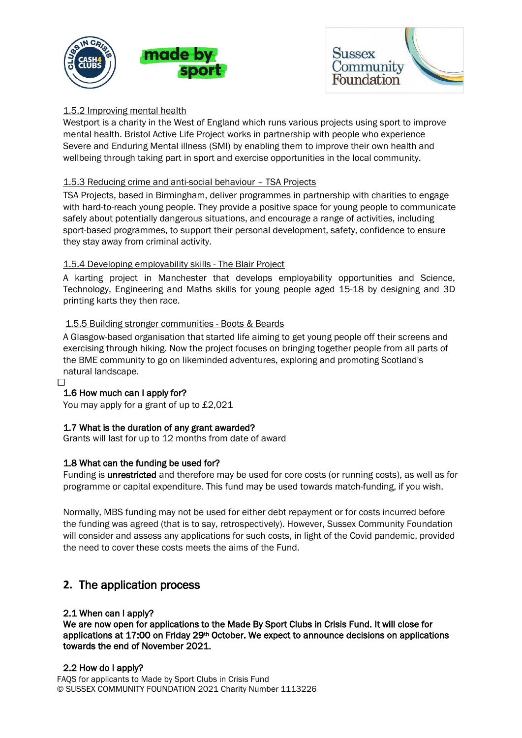1.5.2 Improving mental health

Westport is a charity in the West of England which runs various projects using sport to improve mental health. Bristol Active Life Project works in partnership with people who experience Severe and Enduring Mental illness (SMI) by enabling them to improve their own health and wellbeing through taking part in sport and exercise opportunities in the local community.

1.5.3 Reducing crime and anti-social behaviour – TSA Projects

TSA Projects, based in Birmingham, deliver programmes in partnership with charities to engage with hard-to-reach young people. They provide a positive space for young people to communicate safely about potentially dangerous situations, and encourage a range of activities, including sport-based programmes, to support their personal development, safety, confidence to ensure they stay away from criminal activity.

1.5.4 Developing employability skills - The Blair Project

A karting project in Manchester that develops employability opportunities and Science, Technology, Engineering and Maths skills for young people aged 15-18 by designing and 3D printing karts they then race.

1.5.5 Building stronger communities - Boots & Beards

A Glasgow-based organisation that started life aiming to get young people off their screens and exercising through hiking. Now the project focuses on bringing together people from all parts of the BME community to go on likeminded adventures, exploring and promoting Scotland's natural landscape.

### 1.6 How much can I apply for?

You may apply for a grant of up to £2,021

### 1.7 What is the duration of any grant awarded?

Grants will last for up to 12 months from date of award

### 1.8 What can the funding be used for?

Funding is **unrestricted** and therefore may be used for core costs (or running costs), as well as for programme or capital expenditure. This fund may be used towards match-funding, if you wish.

Normally, MBS funding may not be used for either debt repayment or for costs incurred before the funding was agreed (that is to say, retrospectively). However, Sussex Community Foundation will consider and assess any applications for such costs, in light of the Covid pandemic, provided the need to cover these costs meets the aims of the Fund.

## 2. The application process

### 2.1 When can I apply?

**We are now open for applications to the Made By Sport Clubs in Crisis Fund. It will close for applications at 17:00 on Friday 29th October. We expect to announce decisions on applications towards the end of November 2021.**

### 2.2 How do I apply?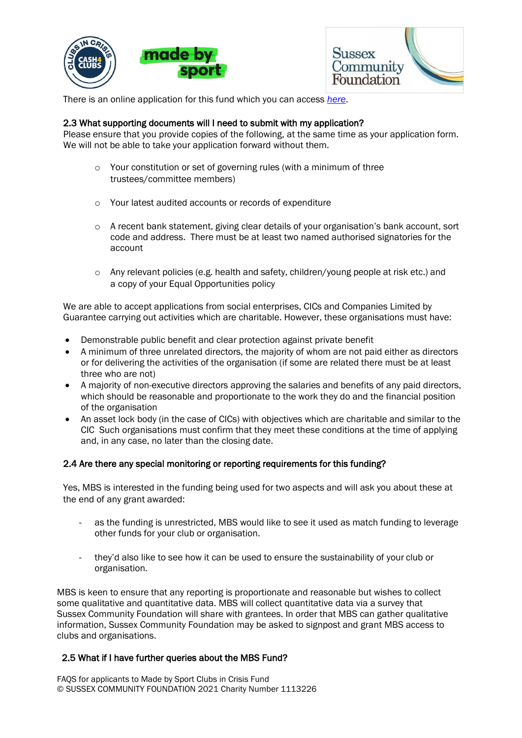There is an online application for this fund which you can access *here*.

### 2.3 What supporting documents will I need to submit with my application?

Please ensure that you provide copies of the following, at the same time as your application form. We will not be able to take your application forward without them.

- Your constitution or set of governing rules (with a minimum of three trustees/committee members)
- Your latest audited accounts or records of expenditure
- A recent bank statement, giving clear details of your organisation's bank account, sort code and address. There must be at least two named authorised signatories for the account
- Any relevant policies (e.g. health and safety, children/young people at risk etc.) and a copy of your Equal Opportunities policy

We are able to accept applications from social enterprises, CICs and Companies Limited by Guarantee carrying out activities which are charitable. However, these organisations must have:

- Demonstrable public benefit and clear protection against private benefit
- A minimum of three unrelated directors, the majority of whom are not paid either as directors or for delivering the activities of the organisation (if some are related there must be at least three who are not)
- A majority of non-executive directors approving the salaries and benefits of any paid directors, which should be reasonable and proportionate to the work they do and the financial position of the organisation
- An asset lock body (in the case of CICs) with objectives which are charitable and similar to the CIC Such organisations must confirm that they meet these conditions at the time of applying and, in any case, no later than the closing date.

### 2.4 Are there any special monitoring or reporting requirements for this funding?

Yes, MBS is interested in the funding being used for two aspects and will ask you about these at the end of any grant awarded:

- as the funding is unrestricted, MBS would like to see it used as match funding to leverage other funds for your club or organisation.
- they'd also like to see how it can be used to ensure the sustainability of your club or organisation.

MBS is keen to ensure that any reporting is proportionate and reasonable but wishes to collect some qualitative and quantitative data. MBS will collect quantitative data via a survey that Sussex Community Foundation will share with grantees. In order that MBS can gather qualitative information, Sussex Community Foundation may be asked to signpost and grant MBS access to clubs and organisations.

### 2.5 What if I have further queries about the MBS Fund?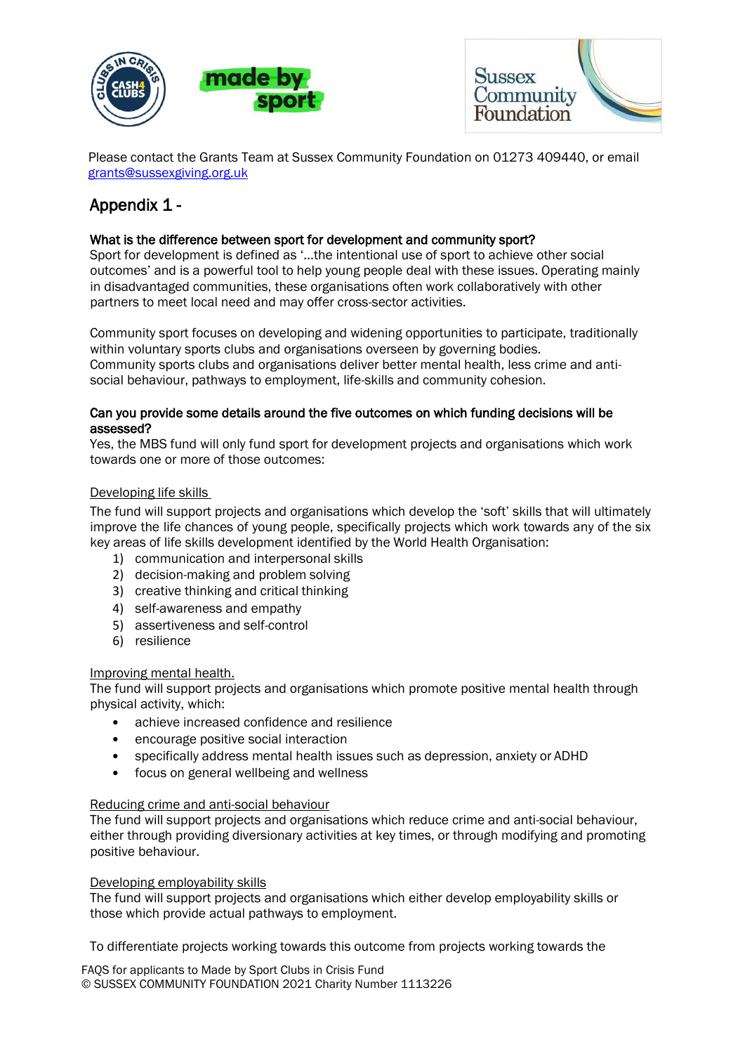Please contact the Grants Team at Sussex Community Foundation on 01273 409440, or email grants@sussexgiving.org.uk

## Appendix 1 -

**What is the difference between sport for development and community sport?**

Sport for development is defined as '...the intentional use of sport to achieve other social outcomes' and is a powerful tool to help young people deal with these issues. Operating mainly in disadvantaged communities, these organisations often work collaboratively with other partners to meet local need and may offer cross-sector activities.

Community sport focuses on developing and widening opportunities to participate, traditionally within voluntary sports clubs and organisations overseen by governing bodies. Community sports clubs and organisations deliver better mental health, less crime and anti-social behaviour, pathways to employment, life-skills and community cohesion.

**Can you provide some details around the five outcomes on which funding decisions will be assessed?**

Yes, the MBS fund will only fund sport for development projects and organisations which work towards one or more of those outcomes:

Developing life skills

The fund will support projects and organisations which develop the 'soft' skills that will ultimately improve the life chances of young people, specifically projects which work towards any of the six key areas of life skills development identified by the World Health Organisation:

1) communication and interpersonal skills
2) decision-making and problem solving
3) creative thinking and critical thinking
4) self-awareness and empathy
5) assertiveness and self-control
6) resilience

Improving mental health.

The fund will support projects and organisations which promote positive mental health through physical activity, which:

- achieve increased confidence and resilience
- encourage positive social interaction
- specifically address mental health issues such as depression, anxiety or ADHD
- focus on general wellbeing and wellness

Reducing crime and anti-social behaviour

The fund will support projects and organisations which reduce crime and anti-social behaviour, either through providing diversionary activities at key times, or through modifying and promoting positive behaviour.

Developing employability skills

The fund will support projects and organisations which either develop employability skills or those which provide actual pathways to employment.

To differentiate projects working towards this outcome from projects working towards the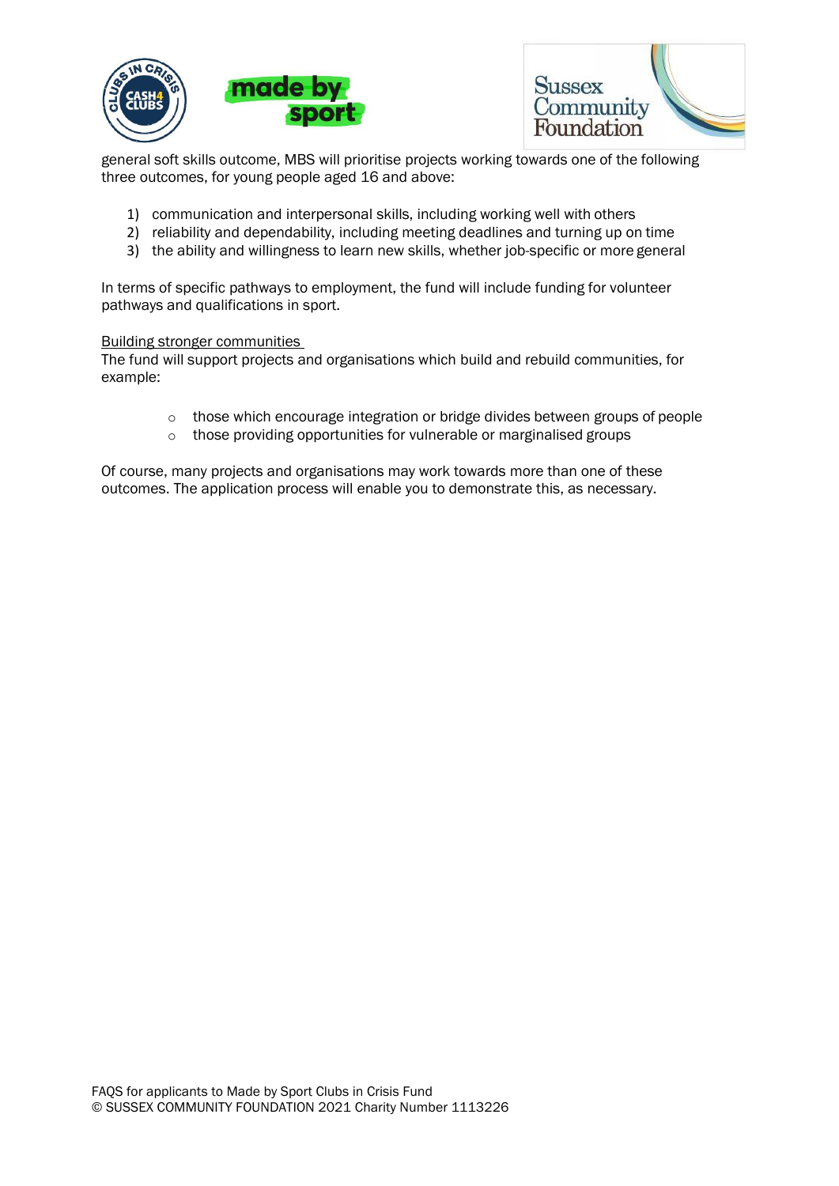general soft skills outcome, MBS will prioritise projects working towards one of the following three outcomes, for young people aged 16 and above:

1) communication and interpersonal skills, including working well with others
2) reliability and dependability, including meeting deadlines and turning up on time
3) the ability and willingness to learn new skills, whether job-specific or more general

In terms of specific pathways to employment, the fund will include funding for volunteer pathways and qualifications in sport.

<u>Building stronger communities</u>

The fund will support projects and organisations which build and rebuild communities, for example:

- those which encourage integration or bridge divides between groups of people
- those providing opportunities for vulnerable or marginalised groups

Of course, many projects and organisations may work towards more than one of these outcomes. The application process will enable you to demonstrate this, as necessary.